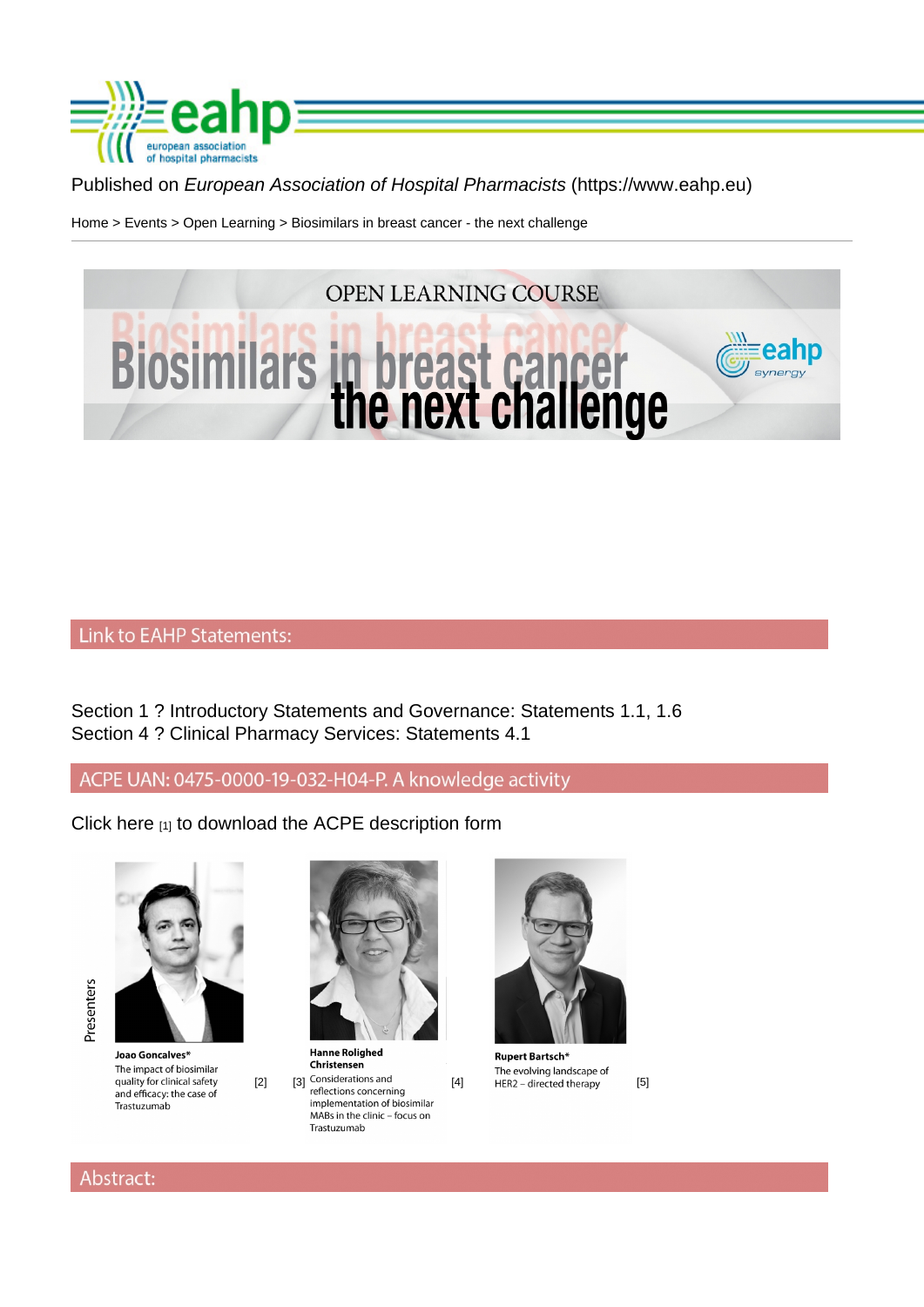Published on *European Association of Hospital Pharmacists* (https://www.eahp.eu)

Home > Events > Open Learning > Biosimilars in breast cancer - the next challenge

OPEN LEARNING COURSE

# Biosimilars in breast cancer the next challenge

## Link to EAHP Statements:

Section 1 ? Introductory Statements and Governance: Statements 1.1, 1.6
Section 4 ? Clinical Pharmacy Services: Statements 4.1

## ACPE UAN: 0475-0000-19-032-H04-P. A knowledge activity

Click here [1] to download the ACPE description form

Presenters

**Joao Goncalves***
The impact of biosimilar quality for clinical safety and efficacy: the case of Trastuzumab [2]

**Hanne Roligheid Christensen** [3]
Considerations and reflections concerning implementation of biosimilar MABs in the clinic – focus on Trastuzumab [4]

**Rupert Bartsch***
The evolving landscape of HER2 – directed therapy [5]

## Abstract: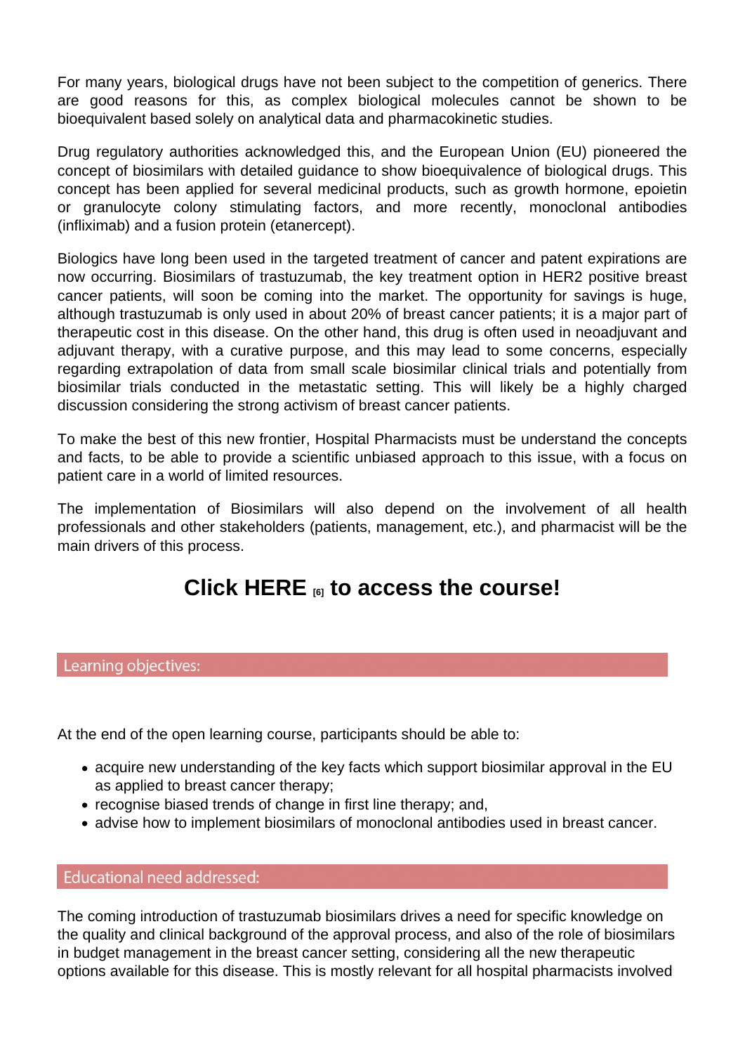For many years, biological drugs have not been subject to the competition of generics. There are good reasons for this, as complex biological molecules cannot be shown to be bioequivalent based solely on analytical data and pharmacokinetic studies.

Drug regulatory authorities acknowledged this, and the European Union (EU) pioneered the concept of biosimilars with detailed guidance to show bioequivalence of biological drugs. This concept has been applied for several medicinal products, such as growth hormone, epoietin or granulocyte colony stimulating factors, and more recently, monoclonal antibodies (infliximab) and a fusion protein (etanercept).

Biologics have long been used in the targeted treatment of cancer and patent expirations are now occurring. Biosimilars of trastuzumab, the key treatment option in HER2 positive breast cancer patients, will soon be coming into the market. The opportunity for savings is huge, although trastuzumab is only used in about 20% of breast cancer patients; it is a major part of therapeutic cost in this disease. On the other hand, this drug is often used in neoadjuvant and adjuvant therapy, with a curative purpose, and this may lead to some concerns, especially regarding extrapolation of data from small scale biosimilar clinical trials and potentially from biosimilar trials conducted in the metastatic setting. This will likely be a highly charged discussion considering the strong activism of breast cancer patients.

To make the best of this new frontier, Hospital Pharmacists must be understand the concepts and facts, to be able to provide a scientific unbiased approach to this issue, with a focus on patient care in a world of limited resources.

The implementation of Biosimilars will also depend on the involvement of all health professionals and other stakeholders (patients, management, etc.), and pharmacist will be the main drivers of this process.

## Click HERE [6] to access the course!

## Learning objectives:

At the end of the open learning course, participants should be able to:

- acquire new understanding of the key facts which support biosimilar approval in the EU as applied to breast cancer therapy;
- recognise biased trends of change in first line therapy; and,
- advise how to implement biosimilars of monoclonal antibodies used in breast cancer.

## Educational need addressed:

The coming introduction of trastuzumab biosimilars drives a need for specific knowledge on the quality and clinical background of the approval process, and also of the role of biosimilars in budget management in the breast cancer setting, considering all the new therapeutic options available for this disease. This is mostly relevant for all hospital pharmacists involved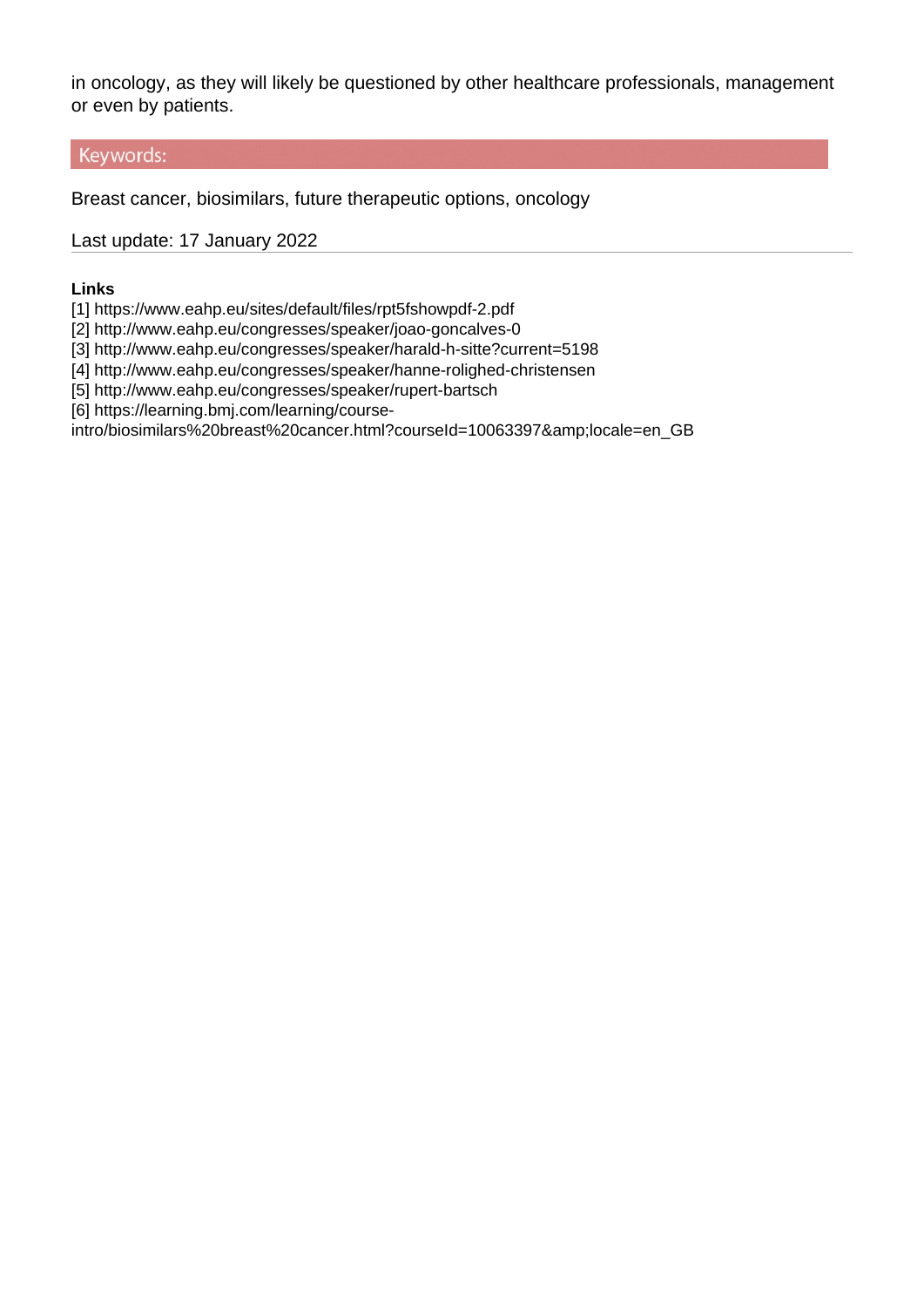in oncology, as they will likely be questioned by other healthcare professionals, management or even by patients.

## Keywords:

Breast cancer, biosimilars, future therapeutic options, oncology

Last update: 17 January 2022

**Links**

[1] https://www.eahp.eu/sites/default/files/rpt5fshowpdf-2.pdf
[2] http://www.eahp.eu/congresses/speaker/joao-goncalves-0
[3] http://www.eahp.eu/congresses/speaker/harald-h-sitte?current=5198
[4] http://www.eahp.eu/congresses/speaker/hanne-rolighed-christensen
[5] http://www.eahp.eu/congresses/speaker/rupert-bartsch
[6] https://learning.bmj.com/learning/course-intro/biosimilars%20breast%20cancer.html?courseId=10063397&amp;locale=en_GB